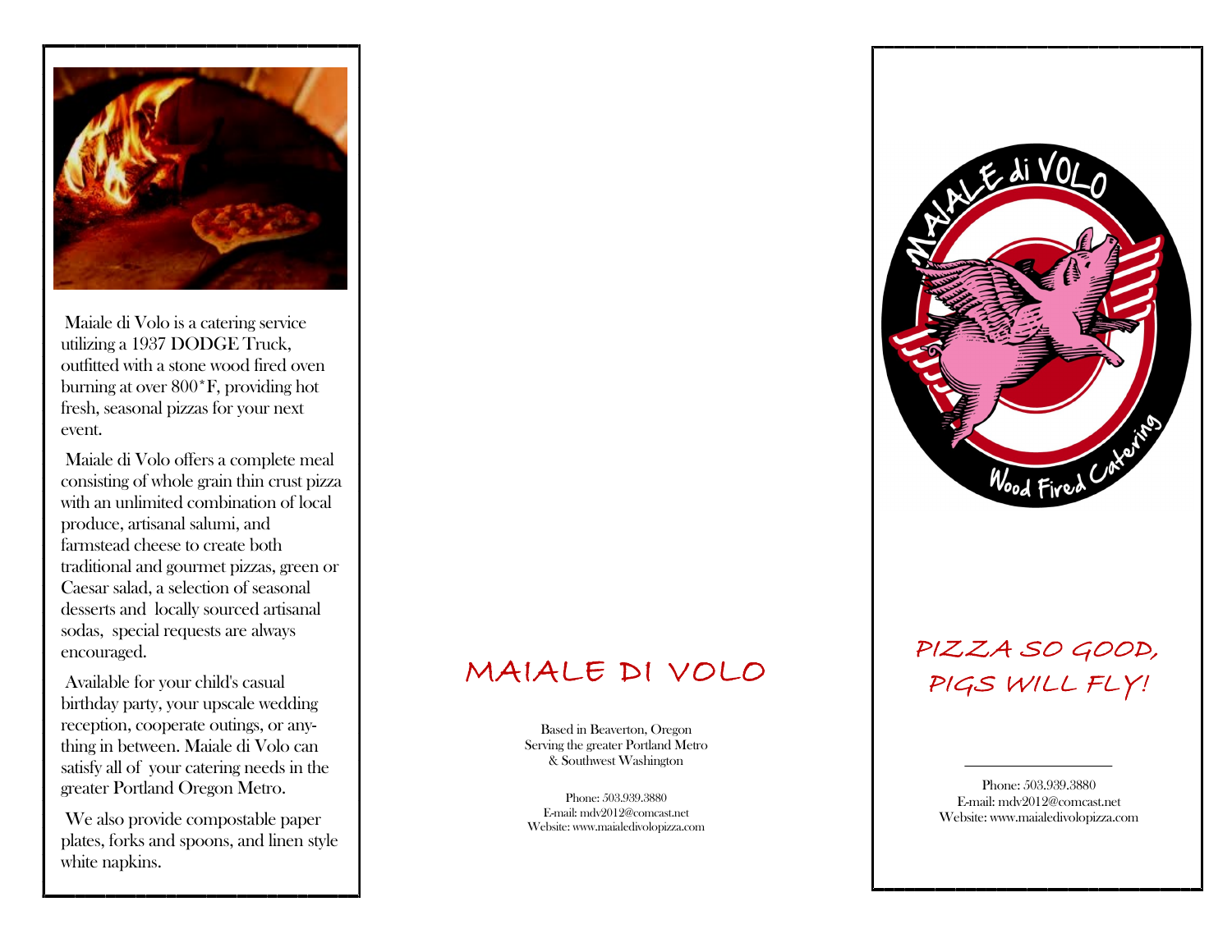Maiale di Volo is a catering service utilizing a 1937 DODGE Truck, outfitted with a stone wood fired oven burning at over 800°F, providing hot fresh, seasonal pizzas for your next event.

Maiale di Volo offers a complete meal consisting of whole grain thin crust pizza with an unlimited combination of local produce, artisanal salumi, and farmstead cheese to create both traditional and gourmet pizzas, green or Caesar salad, a selection of seasonal desserts and locally sourced artisanal sodas, special requests are always encouraged.

Available for your child's casual birthday party, your upscale wedding reception, cooperate outings, or anything in between. Maiale di Volo can satisfy all of your catering needs in the greater Portland Oregon Metro.

We also provide compostable paper plates, forks and spoons, and linen style white napkins.

# MAIALE DI VOLO

Based in Beaverton, Oregon
Serving the greater Portland Metro
& Southwest Washington

Phone: 503.939.3880
E-mail: mdv2012@comcast.net
Website: www.maialedivolopizza.com

MAIALE di VOLO

Wood Fired Catering

## PIZZA SO GOOD, PIGS WILL FLY!

Phone: 503.939.3880
E-mail: mdv2012@comcast.net
Website: www.maialedivolopizza.com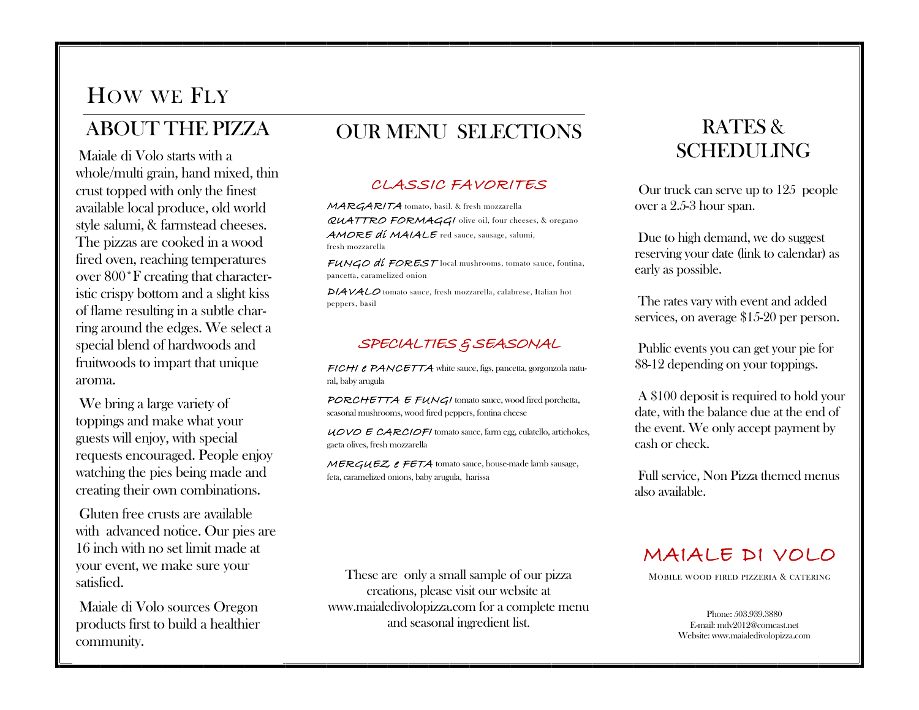# How we Fly

## ABOUT THE PIZZA

Maiale di Volo starts with a whole/multi grain, hand mixed, thin crust topped with only the finest available local produce, old world style salumi, & farmstead cheeses. The pizzas are cooked in a wood fired oven, reaching temperatures over 800*F creating that characteristic crispy bottom and a slight kiss of flame resulting in a subtle charring around the edges. We select a special blend of hardwoods and fruitwoods to impart that unique aroma.

We bring a large variety of toppings and make what your guests will enjoy, with special requests encouraged. People enjoy watching the pies being made and creating their own combinations.

Gluten free crusts are available with advanced notice. Our pies are 16 inch with no set limit made at your event, we make sure your satisfied.

Maiale di Volo sources Oregon products first to build a healthier community.

## OUR MENU SELECTIONS

### CLASSIC FAVORITES

**MARGARITA** tomato, basil. & fresh mozzarella

**QUATTRO FORMAGGI** olive oil, four cheeses, & oregano

**AMORE di MAIALE** red sauce, sausage, salumi, fresh mozzarella

**FUNGO di FOREST** local mushrooms, tomato sauce, fontina, pancetta, caramelized onion

**DIAVALO** tomato sauce, fresh mozzarella, calabrese, Italian hot peppers, basil

### SPECIALTIES & SEASONAL

**FICHI e PANCETTA** white sauce, figs, pancetta, gorgonzola natural, baby arugula

**PORCHETTA E FUNGI** tomato sauce, wood fired porchetta, seasonal mushrooms, wood fired peppers, fontina cheese

**UOVO E CARCIOFI** tomato sauce, farm egg, culatello, artichokes, gaeta olives, fresh mozzarella

**MERGUEZ e FETA** tomato sauce, house-made lamb sausage, feta, caramelized onions, baby arugula, harissa

These are only a small sample of our pizza creations, please visit our website at www.maialedivolopizza.com for a complete menu and seasonal ingredient list.

## RATES & SCHEDULING

Our truck can serve up to 125 people over a 2.5-3 hour span.

Due to high demand, we do suggest reserving your date (link to calendar) as early as possible.

The rates vary with event and added services, on average $15-20 per person.

Public events you can get your pie for $8-12 depending on your toppings.

A $100 deposit is required to hold your date, with the balance due at the end of the event. We only accept payment by cash or check.

Full service, Non Pizza themed menus also available.

## MAIALE DI VOLO

Mobile wood fired pizzeria & catering

Phone: 503.939.3880
E-mail: mdv2012@comcast.net
Website: www.maialedivolopizza.com